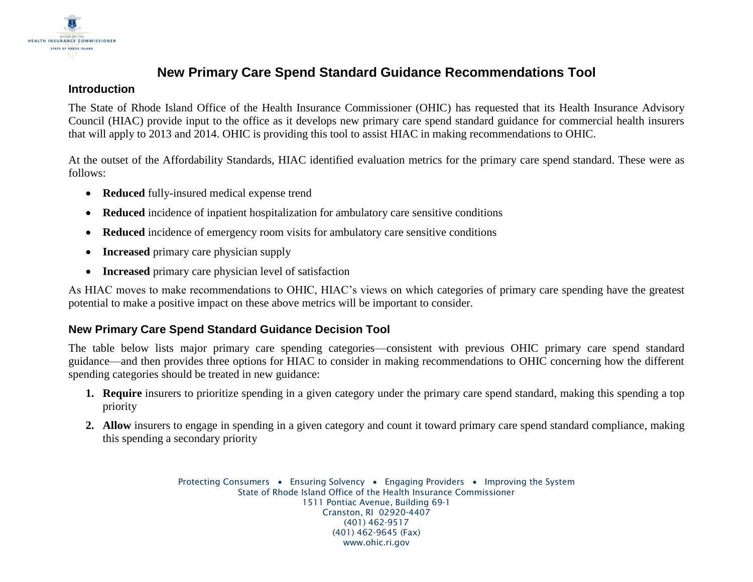# New Primary Care Spend Standard Guidance Recommendations Tool

## Introduction

The State of Rhode Island Office of the Health Insurance Commissioner (OHIC) has requested that its Health Insurance Advisory Council (HIAC) provide input to the office as it develops new primary care spend standard guidance for commercial health insurers that will apply to 2013 and 2014. OHIC is providing this tool to assist HIAC in making recommendations to OHIC.

At the outset of the Affordability Standards, HIAC identified evaluation metrics for the primary care spend standard. These were as follows:

- **Reduced** fully-insured medical expense trend
- **Reduced** incidence of inpatient hospitalization for ambulatory care sensitive conditions
- **Reduced** incidence of emergency room visits for ambulatory care sensitive conditions
- **Increased** primary care physician supply
- **Increased** primary care physician level of satisfaction

As HIAC moves to make recommendations to OHIC, HIAC's views on which categories of primary care spending have the greatest potential to make a positive impact on these above metrics will be important to consider.

## New Primary Care Spend Standard Guidance Decision Tool

The table below lists major primary care spending categories—consistent with previous OHIC primary care spend standard guidance—and then provides three options for HIAC to consider in making recommendations to OHIC concerning how the different spending categories should be treated in new guidance:

1. **Require** insurers to prioritize spending in a given category under the primary care spend standard, making this spending a top priority
2. **Allow** insurers to engage in spending in a given category and count it toward primary care spend standard compliance, making this spending a secondary priority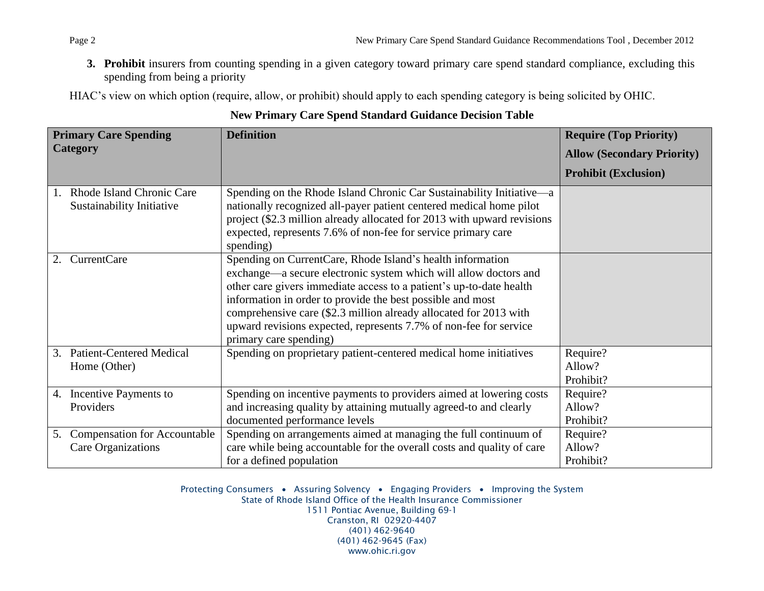3. **Prohibit** insurers from counting spending in a given category toward primary care spend standard compliance, excluding this spending from being a priority

HIAC's view on which option (require, allow, or prohibit) should apply to each spending category is being solicited by OHIC.

**New Primary Care Spend Standard Guidance Decision Table**

| Primary Care Spending Category | Definition | Require (Top Priority) Allow (Secondary Priority) Prohibit (Exclusion) |
|---|---|---|
| 1. Rhode Island Chronic Care Sustainability Initiative | Spending on the Rhode Island Chronic Car Sustainability Initiative—a nationally recognized all-payer patient centered medical home pilot project ($2.3 million already allocated for 2013 with upward revisions expected, represents 7.6% of non-fee for service primary care spending) | |
| 2. CurrentCare | Spending on CurrentCare, Rhode Island's health information exchange—a secure electronic system which will allow doctors and other care givers immediate access to a patient's up-to-date health information in order to provide the best possible and most comprehensive care ($2.3 million already allocated for 2013 with upward revisions expected, represents 7.7% of non-fee for service primary care spending) | |
| 3. Patient-Centered Medical Home (Other) | Spending on proprietary patient-centered medical home initiatives | Require? Allow? Prohibit? |
| 4. Incentive Payments to Providers | Spending on incentive payments to providers aimed at lowering costs and increasing quality by attaining mutually agreed-to and clearly documented performance levels | Require? Allow? Prohibit? |
| 5. Compensation for Accountable Care Organizations | Spending on arrangements aimed at managing the full continuum of care while being accountable for the overall costs and quality of care for a defined population | Require? Allow? Prohibit? |

Protecting Consumers • Assuring Solvency • Engaging Providers • Improving the System
State of Rhode Island Office of the Health Insurance Commissioner
1511 Pontiac Avenue, Building 69-1
Cranston, RI 02920-4407
(401) 462-9640
(401) 462-9645 (Fax)
www.ohic.ri.gov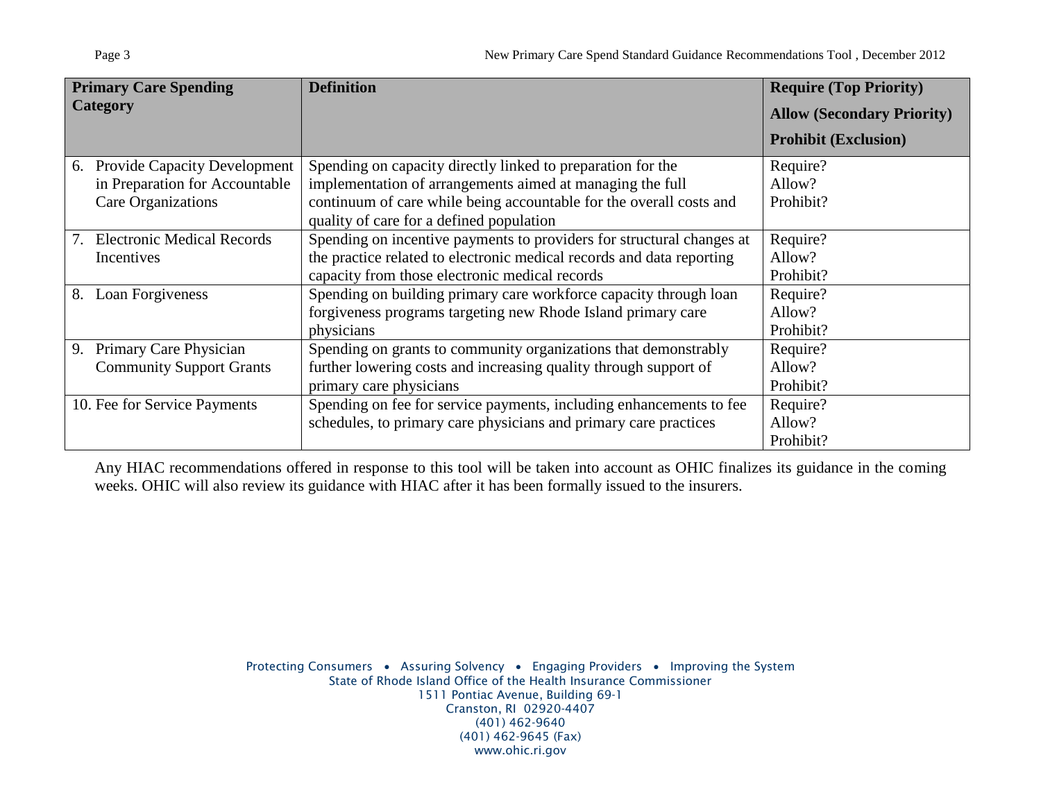| Primary Care Spending Category | Definition | Require (Top Priority) Allow (Secondary Priority) Prohibit (Exclusion) |
|---|---|---|
| 6. Provide Capacity Development in Preparation for Accountable Care Organizations | Spending on capacity directly linked to preparation for the implementation of arrangements aimed at managing the full continuum of care while being accountable for the overall costs and quality of care for a defined population | Require? Allow? Prohibit? |
| 7. Electronic Medical Records Incentives | Spending on incentive payments to providers for structural changes at the practice related to electronic medical records and data reporting capacity from those electronic medical records | Require? Allow? Prohibit? |
| 8. Loan Forgiveness | Spending on building primary care workforce capacity through loan forgiveness programs targeting new Rhode Island primary care physicians | Require? Allow? Prohibit? |
| 9. Primary Care Physician Community Support Grants | Spending on grants to community organizations that demonstrably further lowering costs and increasing quality through support of primary care physicians | Require? Allow? Prohibit? |
| 10. Fee for Service Payments | Spending on fee for service payments, including enhancements to fee schedules, to primary care physicians and primary care practices | Require? Allow? Prohibit? |

Any HIAC recommendations offered in response to this tool will be taken into account as OHIC finalizes its guidance in the coming weeks. OHIC will also review its guidance with HIAC after it has been formally issued to the insurers.